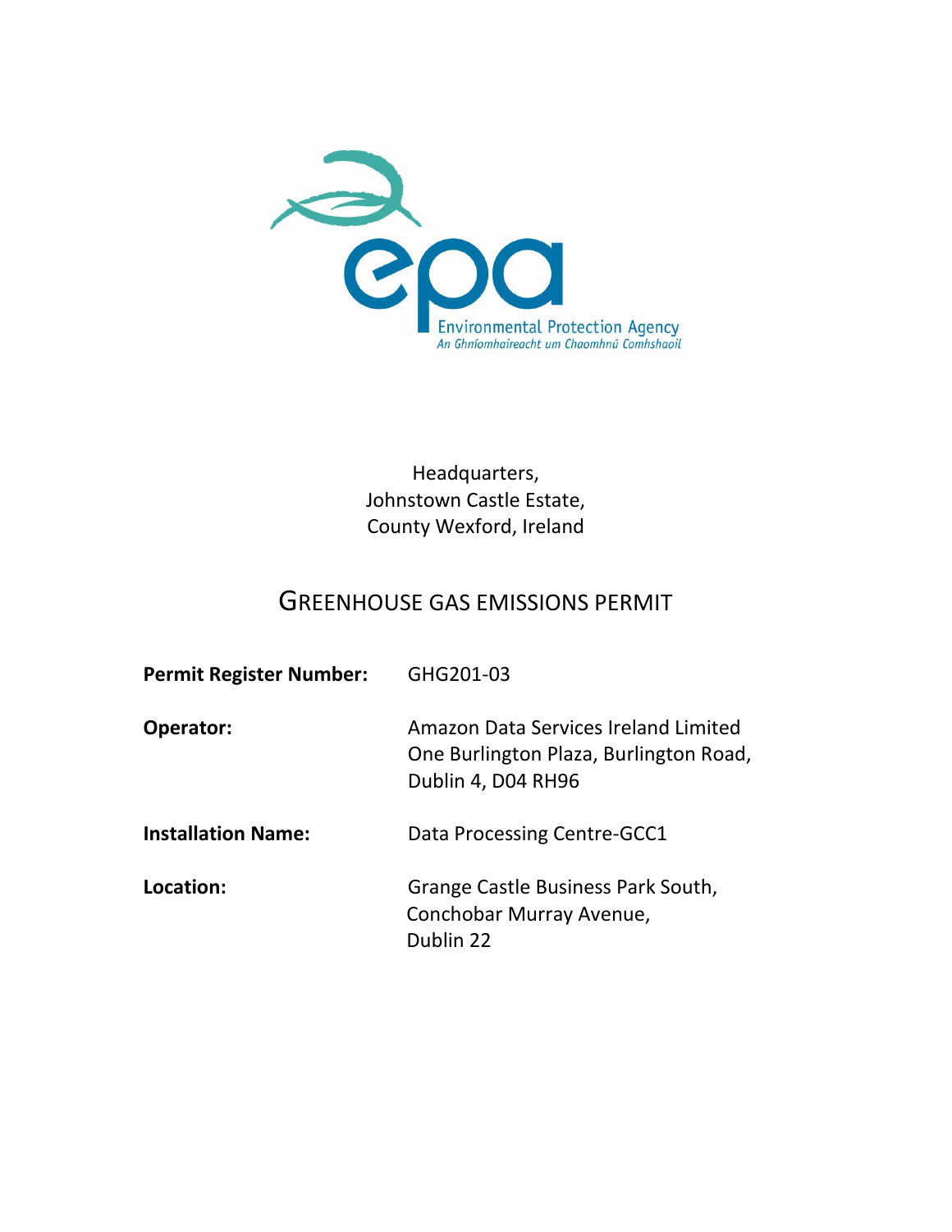Environmental Protection Agency
*An Ghníomhaireacht um Chaomhnú Comhshaoil*

Headquarters,
Johnstown Castle Estate,
County Wexford, Ireland

# GREENHOUSE GAS EMISSIONS PERMIT

| | |
|---|---|
| **Permit Register Number:** | GHG201-03 |
| **Operator:** | Amazon Data Services Ireland Limited<br>One Burlington Plaza, Burlington Road,<br>Dublin 4, D04 RH96 |
| **Installation Name:** | Data Processing Centre-GCC1 |
| **Location:** | Grange Castle Business Park South,<br>Conchobar Murray Avenue,<br>Dublin 22 |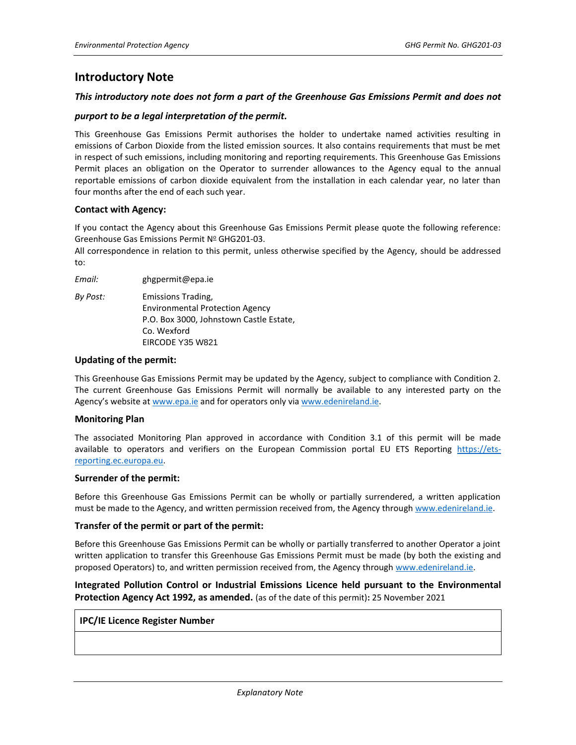# Introductory Note

***This introductory note does not form a part of the Greenhouse Gas Emissions Permit and does not purport to be a legal interpretation of the permit.***

This Greenhouse Gas Emissions Permit authorises the holder to undertake named activities resulting in emissions of Carbon Dioxide from the listed emission sources. It also contains requirements that must be met in respect of such emissions, including monitoring and reporting requirements. This Greenhouse Gas Emissions Permit places an obligation on the Operator to surrender allowances to the Agency equal to the annual reportable emissions of carbon dioxide equivalent from the installation in each calendar year, no later than four months after the end of each such year.

### Contact with Agency:

If you contact the Agency about this Greenhouse Gas Emissions Permit please quote the following reference: Greenhouse Gas Emissions Permit № GHG201-03.

All correspondence in relation to this permit, unless otherwise specified by the Agency, should be addressed to:

*Email:* ghgpermit@epa.ie

*By Post:* Emissions Trading,
Environmental Protection Agency
P.O. Box 3000, Johnstown Castle Estate,
Co. Wexford
EIRCODE Y35 W821

### Updating of the permit:

This Greenhouse Gas Emissions Permit may be updated by the Agency, subject to compliance with Condition 2. The current Greenhouse Gas Emissions Permit will normally be available to any interested party on the Agency's website at www.epa.ie and for operators only via www.edenireland.ie.

### Monitoring Plan

The associated Monitoring Plan approved in accordance with Condition 3.1 of this permit will be made available to operators and verifiers on the European Commission portal EU ETS Reporting https://ets-reporting.ec.europa.eu.

### Surrender of the permit:

Before this Greenhouse Gas Emissions Permit can be wholly or partially surrendered, a written application must be made to the Agency, and written permission received from, the Agency through www.edenireland.ie.

### Transfer of the permit or part of the permit:

Before this Greenhouse Gas Emissions Permit can be wholly or partially transferred to another Operator a joint written application to transfer this Greenhouse Gas Emissions Permit must be made (by both the existing and proposed Operators) to, and written permission received from, the Agency through www.edenireland.ie.

**Integrated Pollution Control or Industrial Emissions Licence held pursuant to the Environmental Protection Agency Act 1992, as amended.** (as of the date of this permit)**:** 25 November 2021

| IPC/IE Licence Register Number |
| --- |
| |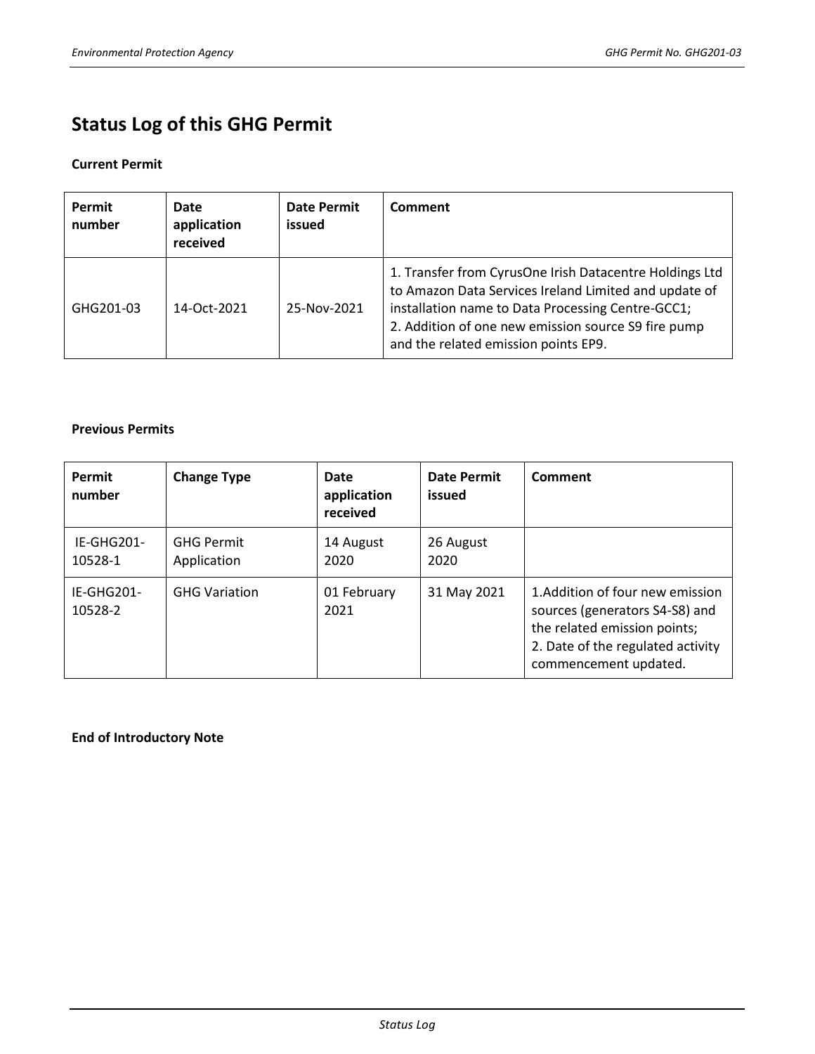## Status Log of this GHG Permit

**Current Permit**

| Permit number | Date application received | Date Permit issued | Comment |
|---|---|---|---|
| GHG201-03 | 14-Oct-2021 | 25-Nov-2021 | 1. Transfer from CyrusOne Irish Datacentre Holdings Ltd to Amazon Data Services Ireland Limited and update of installation name to Data Processing Centre-GCC1;<br>2. Addition of one new emission source S9 fire pump and the related emission points EP9. |

**Previous Permits**

| Permit number | Change Type | Date application received | Date Permit issued | Comment |
|---|---|---|---|---|
| IE-GHG201-10528-1 | GHG Permit Application | 14 August 2020 | 26 August 2020 | |
| IE-GHG201-10528-2 | GHG Variation | 01 February 2021 | 31 May 2021 | 1.Addition of four new emission sources (generators S4-S8) and the related emission points;<br>2. Date of the regulated activity commencement updated. |

**End of Introductory Note**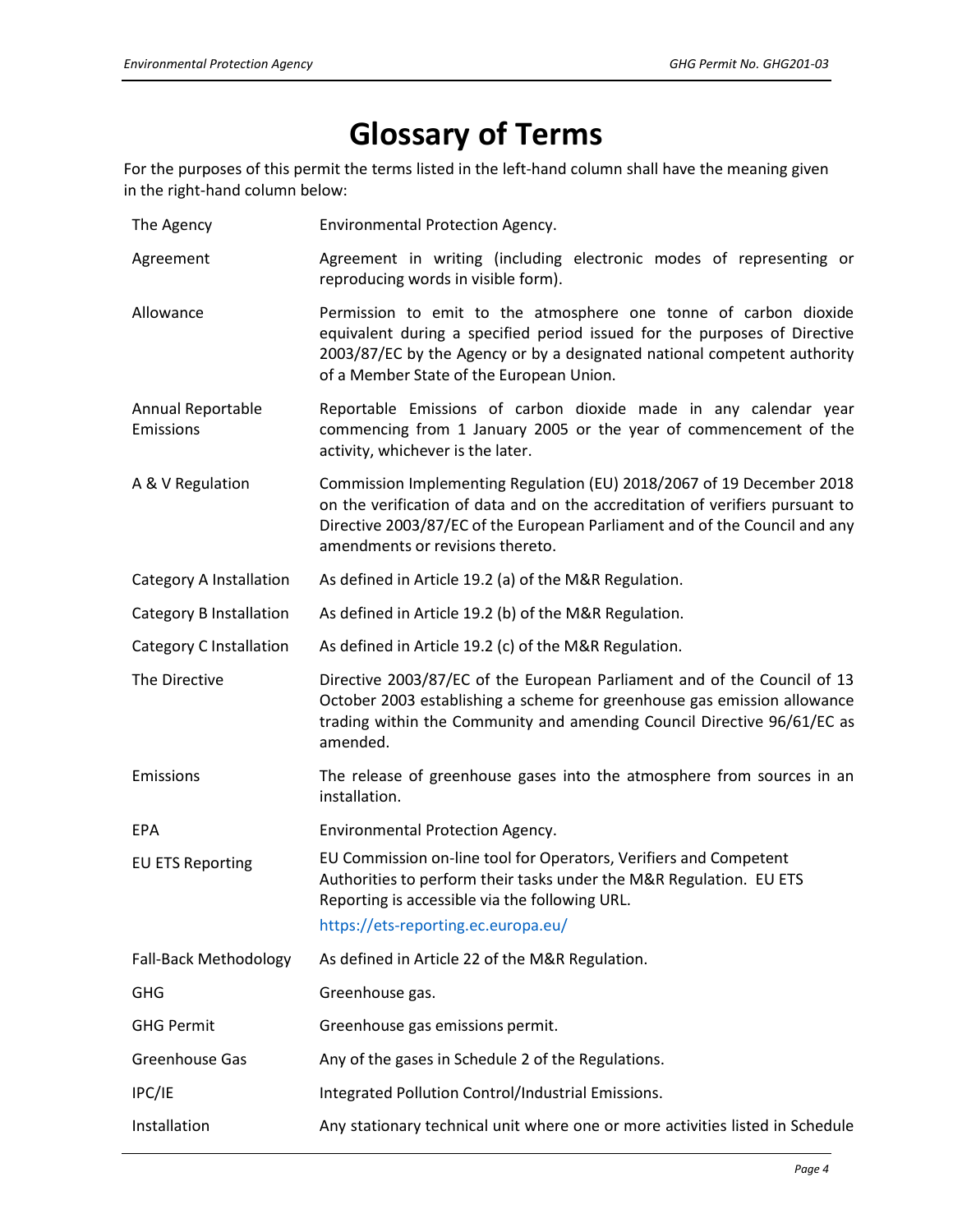# Glossary of Terms

For the purposes of this permit the terms listed in the left-hand column shall have the meaning given in the right-hand column below:

| Term | Meaning |
|---|---|
| The Agency | Environmental Protection Agency. |
| Agreement | Agreement in writing (including electronic modes of representing or reproducing words in visible form). |
| Allowance | Permission to emit to the atmosphere one tonne of carbon dioxide equivalent during a specified period issued for the purposes of Directive 2003/87/EC by the Agency or by a designated national competent authority of a Member State of the European Union. |
| Annual Reportable Emissions | Reportable Emissions of carbon dioxide made in any calendar year commencing from 1 January 2005 or the year of commencement of the activity, whichever is the later. |
| A & V Regulation | Commission Implementing Regulation (EU) 2018/2067 of 19 December 2018 on the verification of data and on the accreditation of verifiers pursuant to Directive 2003/87/EC of the European Parliament and of the Council and any amendments or revisions thereto. |
| Category A Installation | As defined in Article 19.2 (a) of the M&R Regulation. |
| Category B Installation | As defined in Article 19.2 (b) of the M&R Regulation. |
| Category C Installation | As defined in Article 19.2 (c) of the M&R Regulation. |
| The Directive | Directive 2003/87/EC of the European Parliament and of the Council of 13 October 2003 establishing a scheme for greenhouse gas emission allowance trading within the Community and amending Council Directive 96/61/EC as amended. |
| Emissions | The release of greenhouse gases into the atmosphere from sources in an installation. |
| EPA | Environmental Protection Agency. |
| EU ETS Reporting | EU Commission on-line tool for Operators, Verifiers and Competent Authorities to perform their tasks under the M&R Regulation. EU ETS Reporting is accessible via the following URL. https://ets-reporting.ec.europa.eu/ |
| Fall-Back Methodology | As defined in Article 22 of the M&R Regulation. |
| GHG | Greenhouse gas. |
| GHG Permit | Greenhouse gas emissions permit. |
| Greenhouse Gas | Any of the gases in Schedule 2 of the Regulations. |
| IPC/IE | Integrated Pollution Control/Industrial Emissions. |
| Installation | Any stationary technical unit where one or more activities listed in Schedule |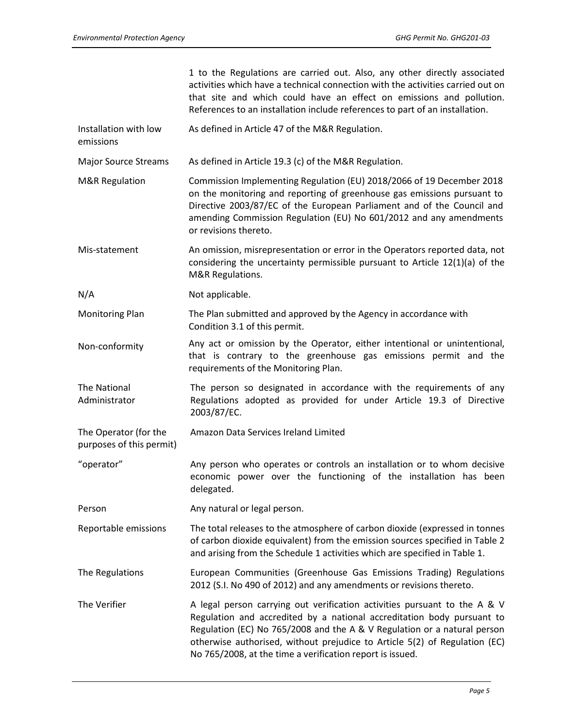| | |
|---|---|
| | 1 to the Regulations are carried out. Also, any other directly associated activities which have a technical connection with the activities carried out on that site and which could have an effect on emissions and pollution. References to an installation include references to part of an installation. |
| Installation with low emissions | As defined in Article 47 of the M&R Regulation. |
| Major Source Streams | As defined in Article 19.3 (c) of the M&R Regulation. |
| M&R Regulation | Commission Implementing Regulation (EU) 2018/2066 of 19 December 2018 on the monitoring and reporting of greenhouse gas emissions pursuant to Directive 2003/87/EC of the European Parliament and of the Council and amending Commission Regulation (EU) No 601/2012 and any amendments or revisions thereto. |
| Mis-statement | An omission, misrepresentation or error in the Operators reported data, not considering the uncertainty permissible pursuant to Article 12(1)(a) of the M&R Regulations. |
| N/A | Not applicable. |
| Monitoring Plan | The Plan submitted and approved by the Agency in accordance with Condition 3.1 of this permit. |
| Non-conformity | Any act or omission by the Operator, either intentional or unintentional, that is contrary to the greenhouse gas emissions permit and the requirements of the Monitoring Plan. |
| The National Administrator | The person so designated in accordance with the requirements of any Regulations adopted as provided for under Article 19.3 of Directive 2003/87/EC. |
| The Operator (for the purposes of this permit) | Amazon Data Services Ireland Limited |
| "operator" | Any person who operates or controls an installation or to whom decisive economic power over the functioning of the installation has been delegated. |
| Person | Any natural or legal person. |
| Reportable emissions | The total releases to the atmosphere of carbon dioxide (expressed in tonnes of carbon dioxide equivalent) from the emission sources specified in Table 2 and arising from the Schedule 1 activities which are specified in Table 1. |
| The Regulations | European Communities (Greenhouse Gas Emissions Trading) Regulations 2012 (S.I. No 490 of 2012) and any amendments or revisions thereto. |
| The Verifier | A legal person carrying out verification activities pursuant to the A & V Regulation and accredited by a national accreditation body pursuant to Regulation (EC) No 765/2008 and the A & V Regulation or a natural person otherwise authorised, without prejudice to Article 5(2) of Regulation (EC) No 765/2008, at the time a verification report is issued. |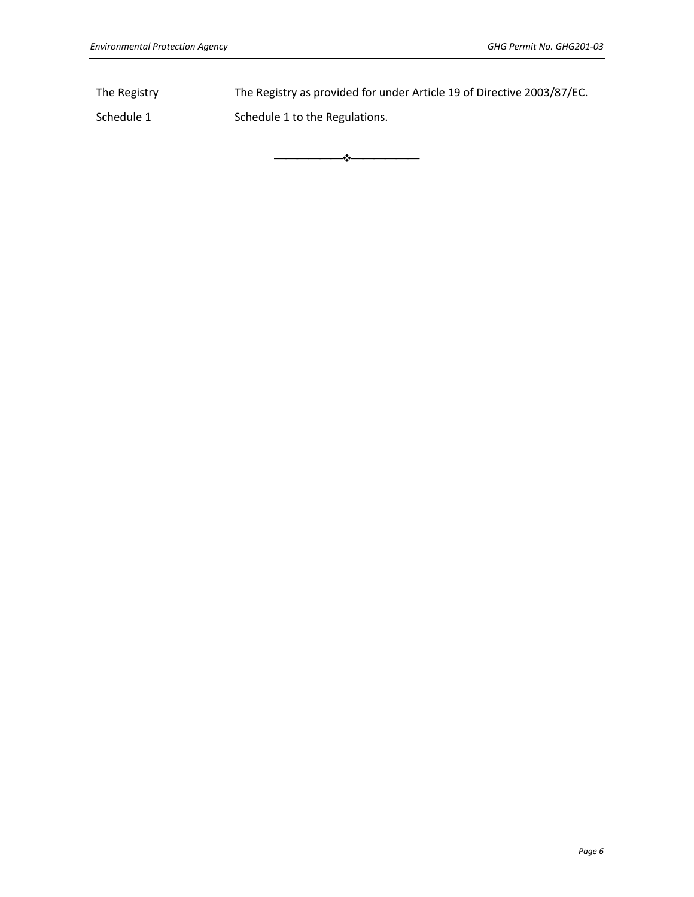| | |
|---|---|
| The Registry | The Registry as provided for under Article 19 of Directive 2003/87/EC. |
| Schedule 1 | Schedule 1 to the Regulations. |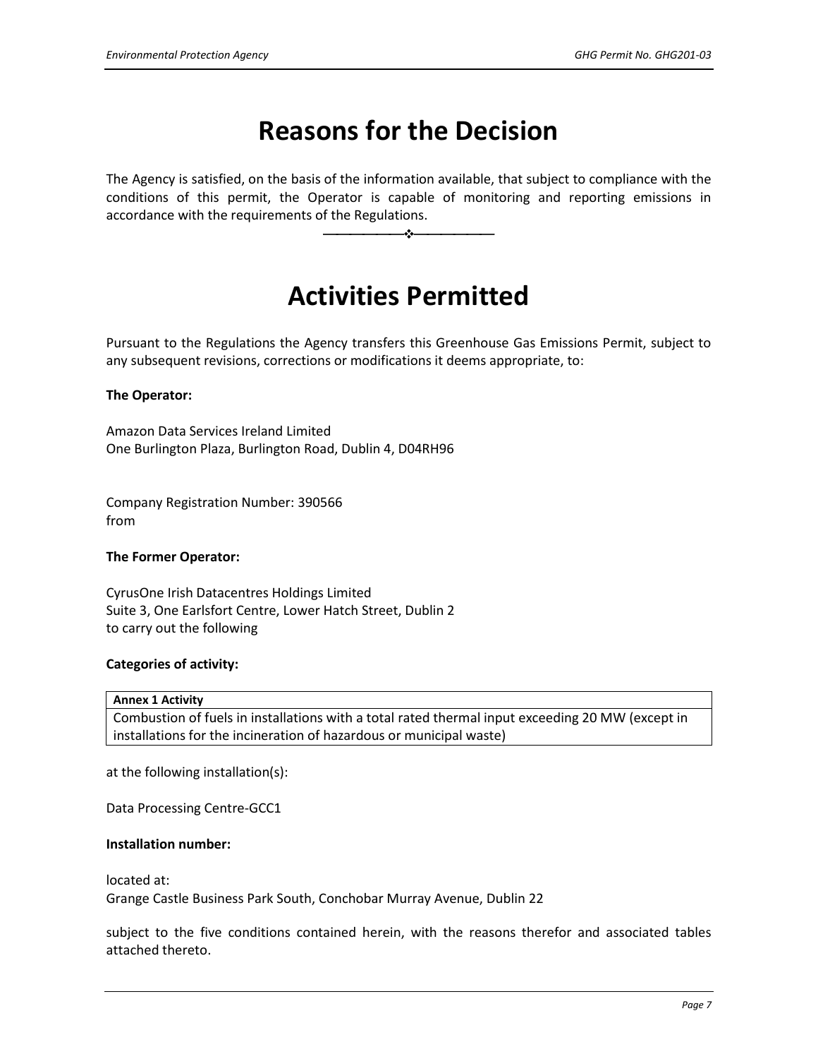# Reasons for the Decision

The Agency is satisfied, on the basis of the information available, that subject to compliance with the conditions of this permit, the Operator is capable of monitoring and reporting emissions in accordance with the requirements of the Regulations.

---

# Activities Permitted

Pursuant to the Regulations the Agency transfers this Greenhouse Gas Emissions Permit, subject to any subsequent revisions, corrections or modifications it deems appropriate, to:

**The Operator:**

Amazon Data Services Ireland Limited
One Burlington Plaza, Burlington Road, Dublin 4, D04RH96

Company Registration Number: 390566
from

**The Former Operator:**

CyrusOne Irish Datacentres Holdings Limited
Suite 3, One Earlsfort Centre, Lower Hatch Street, Dublin 2
to carry out the following

**Categories of activity:**

| Annex 1 Activity |
| --- |
| Combustion of fuels in installations with a total rated thermal input exceeding 20 MW (except in installations for the incineration of hazardous or municipal waste) |

at the following installation(s):

Data Processing Centre-GCC1

**Installation number:**

located at:
Grange Castle Business Park South, Conchobar Murray Avenue, Dublin 22

subject to the five conditions contained herein, with the reasons therefor and associated tables attached thereto.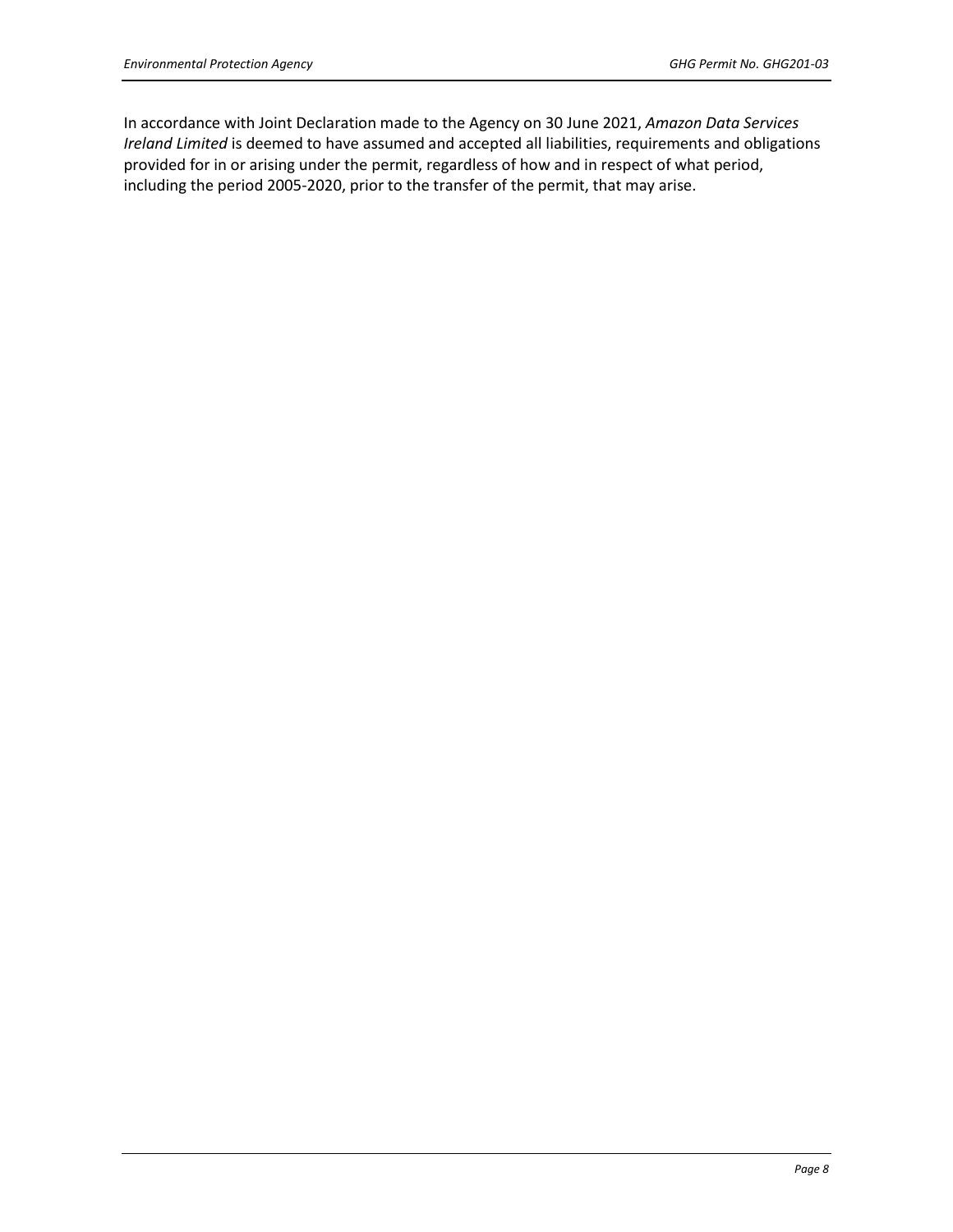In accordance with Joint Declaration made to the Agency on 30 June 2021, *Amazon Data Services Ireland Limited* is deemed to have assumed and accepted all liabilities, requirements and obligations provided for in or arising under the permit, regardless of how and in respect of what period, including the period 2005-2020, prior to the transfer of the permit, that may arise.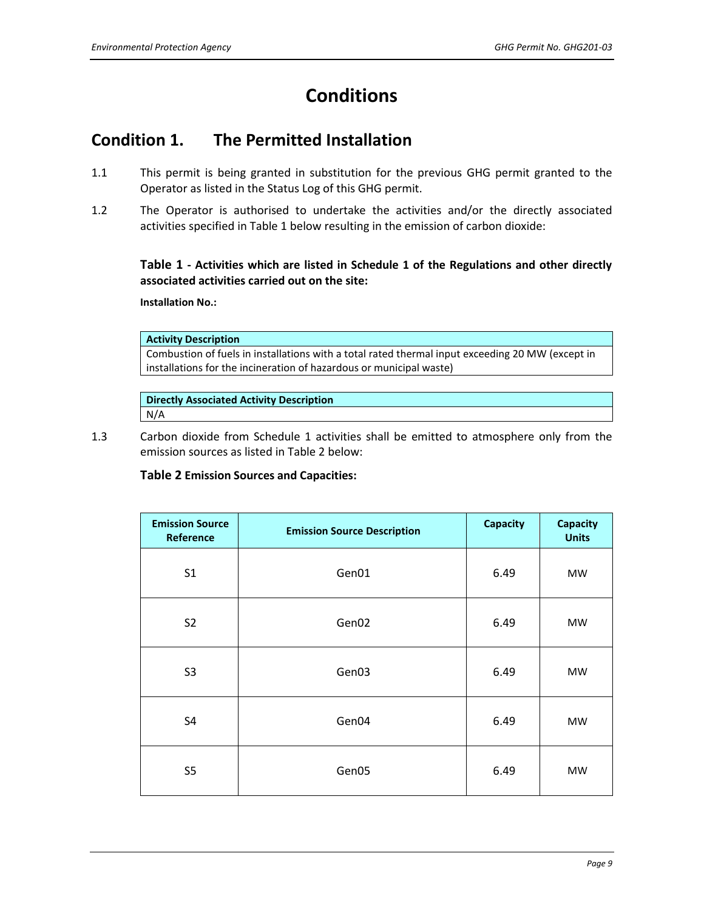# Conditions

## Condition 1. The Permitted Installation

1.1 This permit is being granted in substitution for the previous GHG permit granted to the Operator as listed in the Status Log of this GHG permit.

1.2 The Operator is authorised to undertake the activities and/or the directly associated activities specified in Table 1 below resulting in the emission of carbon dioxide:

**Table 1 - Activities which are listed in Schedule 1 of the Regulations and other directly associated activities carried out on the site:**

**Installation No.:**

| Activity Description |
|---|
| Combustion of fuels in installations with a total rated thermal input exceeding 20 MW (except in installations for the incineration of hazardous or municipal waste) |

| Directly Associated Activity Description |
|---|
| N/A |

1.3 Carbon dioxide from Schedule 1 activities shall be emitted to atmosphere only from the emission sources as listed in Table 2 below:

**Table 2 Emission Sources and Capacities:**

| Emission Source Reference | Emission Source Description | Capacity | Capacity Units |
|---|---|---|---|
| S1 | Gen01 | 6.49 | MW |
| S2 | Gen02 | 6.49 | MW |
| S3 | Gen03 | 6.49 | MW |
| S4 | Gen04 | 6.49 | MW |
| S5 | Gen05 | 6.49 | MW |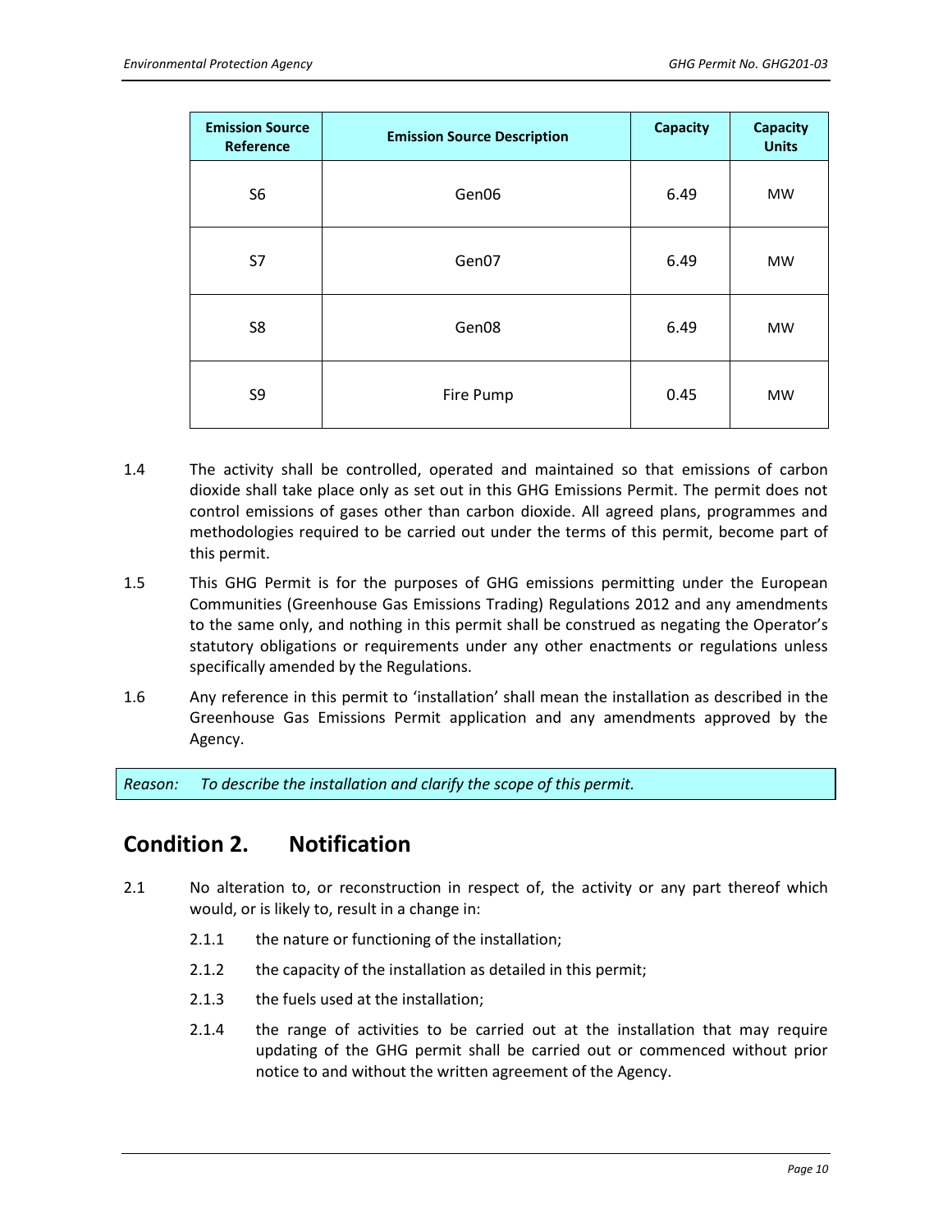| Emission Source Reference | Emission Source Description | Capacity | Capacity Units |
|---|---|---|---|
| S6 | Gen06 | 6.49 | MW |
| S7 | Gen07 | 6.49 | MW |
| S8 | Gen08 | 6.49 | MW |
| S9 | Fire Pump | 0.45 | MW |

1.4 The activity shall be controlled, operated and maintained so that emissions of carbon dioxide shall take place only as set out in this GHG Emissions Permit. The permit does not control emissions of gases other than carbon dioxide. All agreed plans, programmes and methodologies required to be carried out under the terms of this permit, become part of this permit.

1.5 This GHG Permit is for the purposes of GHG emissions permitting under the European Communities (Greenhouse Gas Emissions Trading) Regulations 2012 and any amendments to the same only, and nothing in this permit shall be construed as negating the Operator's statutory obligations or requirements under any other enactments or regulations unless specifically amended by the Regulations.

1.6 Any reference in this permit to 'installation' shall mean the installation as described in the Greenhouse Gas Emissions Permit application and any amendments approved by the Agency.

*Reason: To describe the installation and clarify the scope of this permit.*

## Condition 2. Notification

2.1 No alteration to, or reconstruction in respect of, the activity or any part thereof which would, or is likely to, result in a change in:

2.1.1 the nature or functioning of the installation;

2.1.2 the capacity of the installation as detailed in this permit;

2.1.3 the fuels used at the installation;

2.1.4 the range of activities to be carried out at the installation that may require updating of the GHG permit shall be carried out or commenced without prior notice to and without the written agreement of the Agency.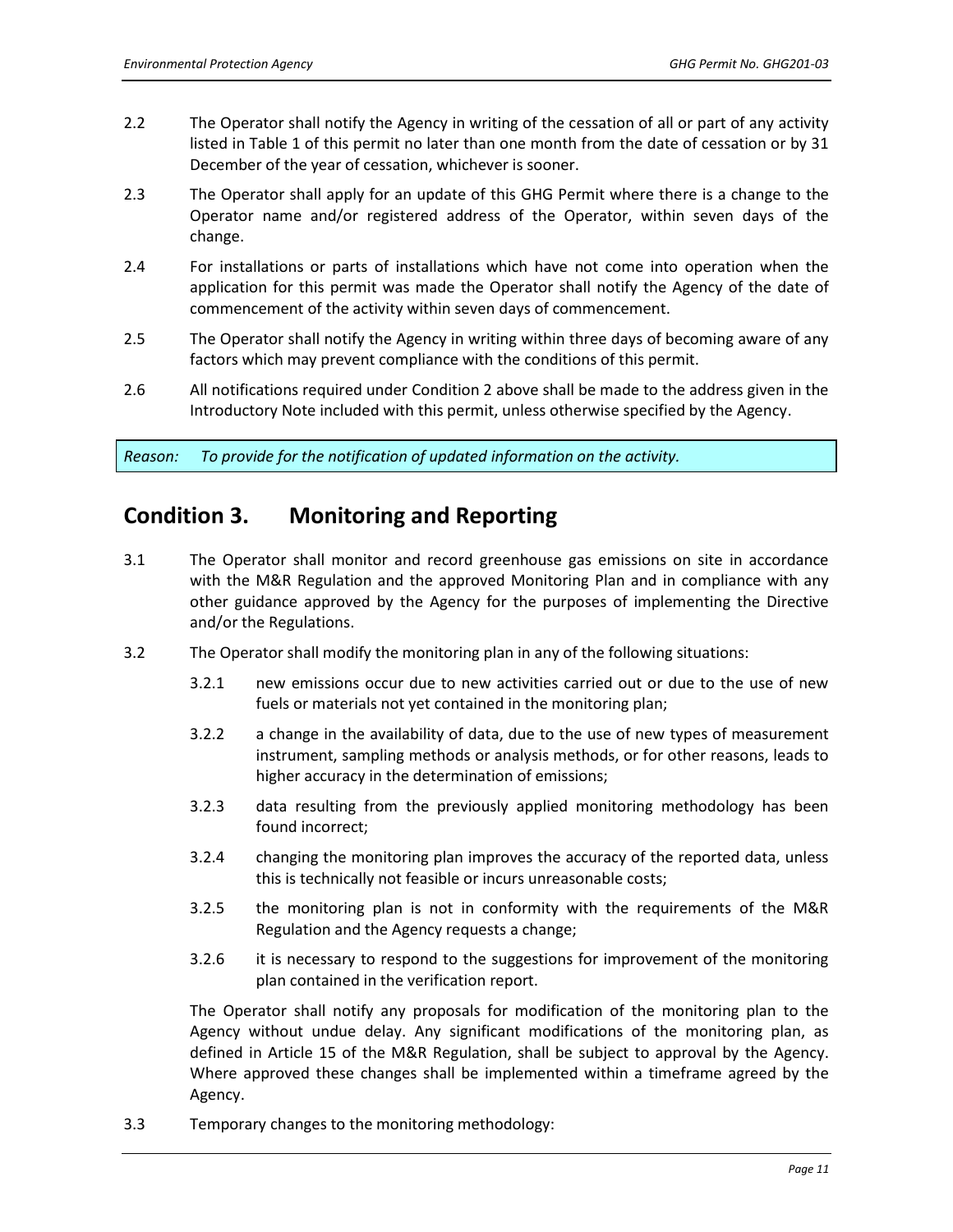2.2 The Operator shall notify the Agency in writing of the cessation of all or part of any activity listed in Table 1 of this permit no later than one month from the date of cessation or by 31 December of the year of cessation, whichever is sooner.

2.3 The Operator shall apply for an update of this GHG Permit where there is a change to the Operator name and/or registered address of the Operator, within seven days of the change.

2.4 For installations or parts of installations which have not come into operation when the application for this permit was made the Operator shall notify the Agency of the date of commencement of the activity within seven days of commencement.

2.5 The Operator shall notify the Agency in writing within three days of becoming aware of any factors which may prevent compliance with the conditions of this permit.

2.6 All notifications required under Condition 2 above shall be made to the address given in the Introductory Note included with this permit, unless otherwise specified by the Agency.

*Reason: To provide for the notification of updated information on the activity.*

## Condition 3. Monitoring and Reporting

3.1 The Operator shall monitor and record greenhouse gas emissions on site in accordance with the M&R Regulation and the approved Monitoring Plan and in compliance with any other guidance approved by the Agency for the purposes of implementing the Directive and/or the Regulations.

3.2 The Operator shall modify the monitoring plan in any of the following situations:

3.2.1 new emissions occur due to new activities carried out or due to the use of new fuels or materials not yet contained in the monitoring plan;

3.2.2 a change in the availability of data, due to the use of new types of measurement instrument, sampling methods or analysis methods, or for other reasons, leads to higher accuracy in the determination of emissions;

3.2.3 data resulting from the previously applied monitoring methodology has been found incorrect;

3.2.4 changing the monitoring plan improves the accuracy of the reported data, unless this is technically not feasible or incurs unreasonable costs;

3.2.5 the monitoring plan is not in conformity with the requirements of the M&R Regulation and the Agency requests a change;

3.2.6 it is necessary to respond to the suggestions for improvement of the monitoring plan contained in the verification report.

The Operator shall notify any proposals for modification of the monitoring plan to the Agency without undue delay. Any significant modifications of the monitoring plan, as defined in Article 15 of the M&R Regulation, shall be subject to approval by the Agency. Where approved these changes shall be implemented within a timeframe agreed by the Agency.

3.3 Temporary changes to the monitoring methodology: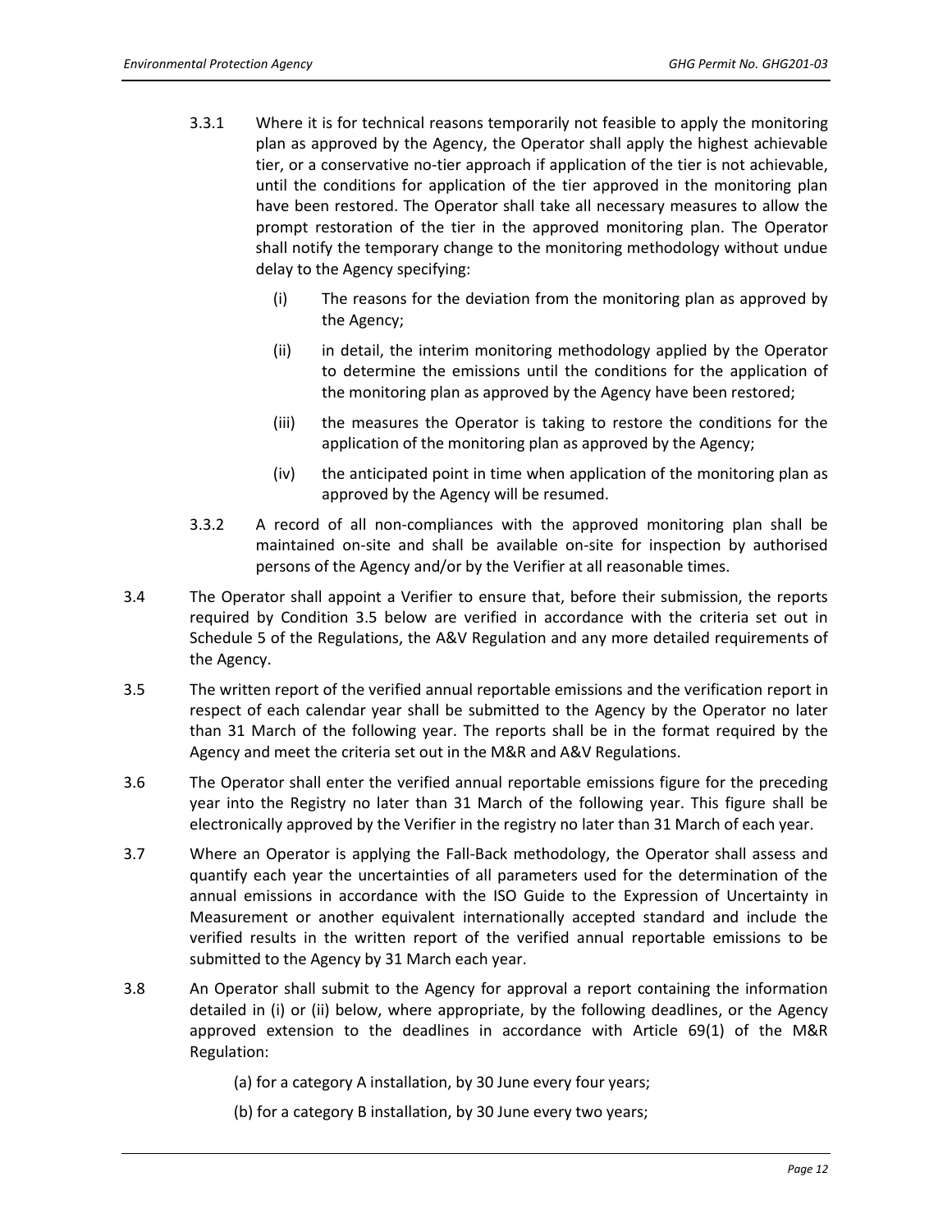3.3.1 Where it is for technical reasons temporarily not feasible to apply the monitoring plan as approved by the Agency, the Operator shall apply the highest achievable tier, or a conservative no-tier approach if application of the tier is not achievable, until the conditions for application of the tier approved in the monitoring plan have been restored. The Operator shall take all necessary measures to allow the prompt restoration of the tier in the approved monitoring plan. The Operator shall notify the temporary change to the monitoring methodology without undue delay to the Agency specifying:

   (i) The reasons for the deviation from the monitoring plan as approved by the Agency;

   (ii) in detail, the interim monitoring methodology applied by the Operator to determine the emissions until the conditions for the application of the monitoring plan as approved by the Agency have been restored;

   (iii) the measures the Operator is taking to restore the conditions for the application of the monitoring plan as approved by the Agency;

   (iv) the anticipated point in time when application of the monitoring plan as approved by the Agency will be resumed.

3.3.2 A record of all non-compliances with the approved monitoring plan shall be maintained on-site and shall be available on-site for inspection by authorised persons of the Agency and/or by the Verifier at all reasonable times.

3.4 The Operator shall appoint a Verifier to ensure that, before their submission, the reports required by Condition 3.5 below are verified in accordance with the criteria set out in Schedule 5 of the Regulations, the A&V Regulation and any more detailed requirements of the Agency.

3.5 The written report of the verified annual reportable emissions and the verification report in respect of each calendar year shall be submitted to the Agency by the Operator no later than 31 March of the following year. The reports shall be in the format required by the Agency and meet the criteria set out in the M&R and A&V Regulations.

3.6 The Operator shall enter the verified annual reportable emissions figure for the preceding year into the Registry no later than 31 March of the following year. This figure shall be electronically approved by the Verifier in the registry no later than 31 March of each year.

3.7 Where an Operator is applying the Fall-Back methodology, the Operator shall assess and quantify each year the uncertainties of all parameters used for the determination of the annual emissions in accordance with the ISO Guide to the Expression of Uncertainty in Measurement or another equivalent internationally accepted standard and include the verified results in the written report of the verified annual reportable emissions to be submitted to the Agency by 31 March each year.

3.8 An Operator shall submit to the Agency for approval a report containing the information detailed in (i) or (ii) below, where appropriate, by the following deadlines, or the Agency approved extension to the deadlines in accordance with Article 69(1) of the M&R Regulation:

   (a) for a category A installation, by 30 June every four years;

   (b) for a category B installation, by 30 June every two years;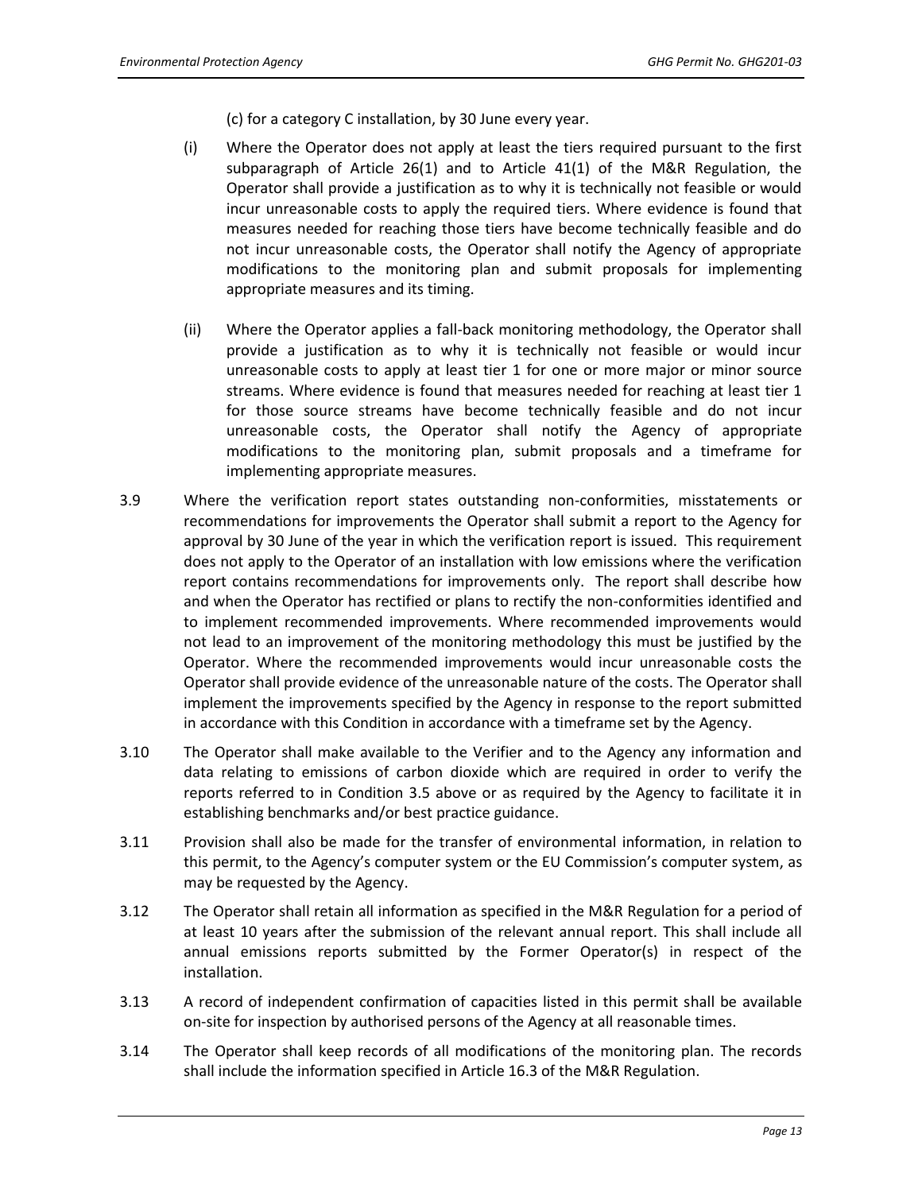(c) for a category C installation, by 30 June every year.

(i) Where the Operator does not apply at least the tiers required pursuant to the first subparagraph of Article 26(1) and to Article 41(1) of the M&R Regulation, the Operator shall provide a justification as to why it is technically not feasible or would incur unreasonable costs to apply the required tiers. Where evidence is found that measures needed for reaching those tiers have become technically feasible and do not incur unreasonable costs, the Operator shall notify the Agency of appropriate modifications to the monitoring plan and submit proposals for implementing appropriate measures and its timing.

(ii) Where the Operator applies a fall-back monitoring methodology, the Operator shall provide a justification as to why it is technically not feasible or would incur unreasonable costs to apply at least tier 1 for one or more major or minor source streams. Where evidence is found that measures needed for reaching at least tier 1 for those source streams have become technically feasible and do not incur unreasonable costs, the Operator shall notify the Agency of appropriate modifications to the monitoring plan, submit proposals and a timeframe for implementing appropriate measures.

3.9 Where the verification report states outstanding non-conformities, misstatements or recommendations for improvements the Operator shall submit a report to the Agency for approval by 30 June of the year in which the verification report is issued. This requirement does not apply to the Operator of an installation with low emissions where the verification report contains recommendations for improvements only. The report shall describe how and when the Operator has rectified or plans to rectify the non-conformities identified and to implement recommended improvements. Where recommended improvements would not lead to an improvement of the monitoring methodology this must be justified by the Operator. Where the recommended improvements would incur unreasonable costs the Operator shall provide evidence of the unreasonable nature of the costs. The Operator shall implement the improvements specified by the Agency in response to the report submitted in accordance with this Condition in accordance with a timeframe set by the Agency.

3.10 The Operator shall make available to the Verifier and to the Agency any information and data relating to emissions of carbon dioxide which are required in order to verify the reports referred to in Condition 3.5 above or as required by the Agency to facilitate it in establishing benchmarks and/or best practice guidance.

3.11 Provision shall also be made for the transfer of environmental information, in relation to this permit, to the Agency's computer system or the EU Commission's computer system, as may be requested by the Agency.

3.12 The Operator shall retain all information as specified in the M&R Regulation for a period of at least 10 years after the submission of the relevant annual report. This shall include all annual emissions reports submitted by the Former Operator(s) in respect of the installation.

3.13 A record of independent confirmation of capacities listed in this permit shall be available on-site for inspection by authorised persons of the Agency at all reasonable times.

3.14 The Operator shall keep records of all modifications of the monitoring plan. The records shall include the information specified in Article 16.3 of the M&R Regulation.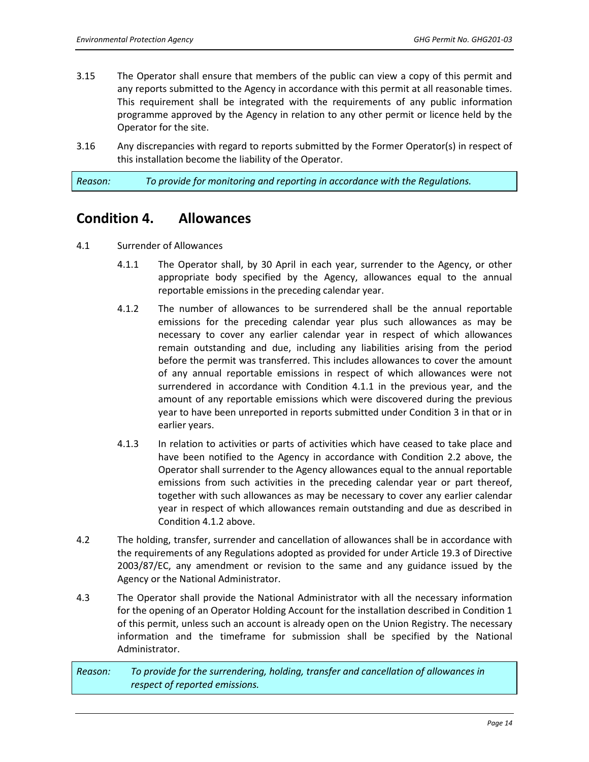3.15 The Operator shall ensure that members of the public can view a copy of this permit and any reports submitted to the Agency in accordance with this permit at all reasonable times. This requirement shall be integrated with the requirements of any public information programme approved by the Agency in relation to any other permit or licence held by the Operator for the site.

3.16 Any discrepancies with regard to reports submitted by the Former Operator(s) in respect of this installation become the liability of the Operator.

*Reason: To provide for monitoring and reporting in accordance with the Regulations.*

## Condition 4. Allowances

4.1 Surrender of Allowances

4.1.1 The Operator shall, by 30 April in each year, surrender to the Agency, or other appropriate body specified by the Agency, allowances equal to the annual reportable emissions in the preceding calendar year.

4.1.2 The number of allowances to be surrendered shall be the annual reportable emissions for the preceding calendar year plus such allowances as may be necessary to cover any earlier calendar year in respect of which allowances remain outstanding and due, including any liabilities arising from the period before the permit was transferred. This includes allowances to cover the amount of any annual reportable emissions in respect of which allowances were not surrendered in accordance with Condition 4.1.1 in the previous year, and the amount of any reportable emissions which were discovered during the previous year to have been unreported in reports submitted under Condition 3 in that or in earlier years.

4.1.3 In relation to activities or parts of activities which have ceased to take place and have been notified to the Agency in accordance with Condition 2.2 above, the Operator shall surrender to the Agency allowances equal to the annual reportable emissions from such activities in the preceding calendar year or part thereof, together with such allowances as may be necessary to cover any earlier calendar year in respect of which allowances remain outstanding and due as described in Condition 4.1.2 above.

4.2 The holding, transfer, surrender and cancellation of allowances shall be in accordance with the requirements of any Regulations adopted as provided for under Article 19.3 of Directive 2003/87/EC, any amendment or revision to the same and any guidance issued by the Agency or the National Administrator.

4.3 The Operator shall provide the National Administrator with all the necessary information for the opening of an Operator Holding Account for the installation described in Condition 1 of this permit, unless such an account is already open on the Union Registry. The necessary information and the timeframe for submission shall be specified by the National Administrator.

*Reason: To provide for the surrendering, holding, transfer and cancellation of allowances in respect of reported emissions.*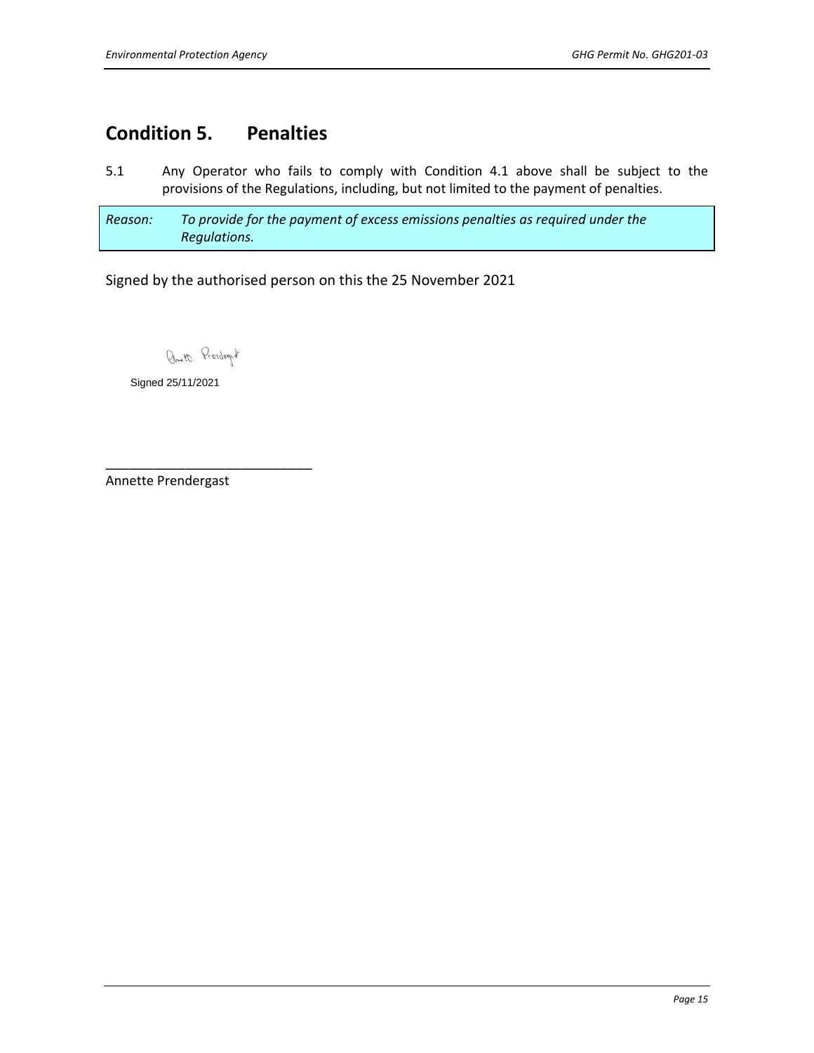## Condition 5. Penalties

5.1 Any Operator who fails to comply with Condition 4.1 above shall be subject to the provisions of the Regulations, including, but not limited to the payment of penalties.

*Reason: To provide for the payment of excess emissions penalties as required under the Regulations.*

Signed by the authorised person on this the 25 November 2021

Annette Prendergast

Signed 25/11/2021

\_\_\_\_\_\_\_\_\_\_\_\_\_\_\_\_\_\_\_\_\_\_\_\_\_\_\_\_

Annette Prendergast